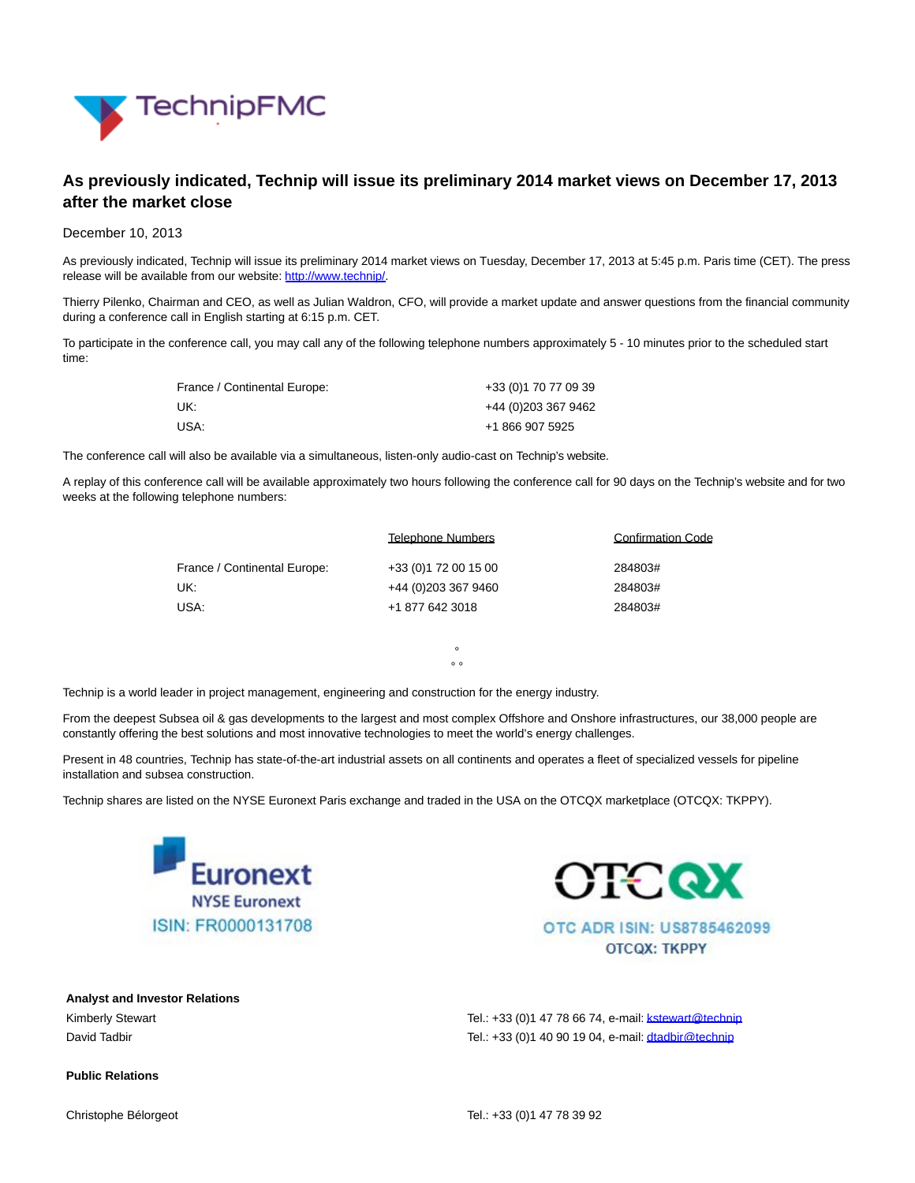# As previously indicated, Technip will issue its preliminary 2014 market views on December 17, 2013 after the market close

December 10, 2013

As previously indicated, Technip will issue its preliminary 2014 market views on Tuesday, December 17, 2013 at 5:45 p.m. Paris time (CET). The press release will be available from our website: http://www.technip/.

Thierry Pilenko, Chairman and CEO, as well as Julian Waldron, CFO, will provide a market update and answer questions from the financial community during a conference call in English starting at 6:15 p.m. CET.

To participate in the conference call, you may call any of the following telephone numbers approximately 5 - 10 minutes prior to the scheduled start time:

| | |
|---|---|
| France / Continental Europe: | +33 (0)1 70 77 09 39 |
| UK: | +44 (0)203 367 9462 |
| USA: | +1 866 907 5925 |

The conference call will also be available via a simultaneous, listen-only audio-cast on Technip's website.

A replay of this conference call will be available approximately two hours following the conference call for 90 days on the Technip's website and for two weeks at the following telephone numbers:

| | Telephone Numbers | Confirmation Code |
|---|---|---|
| France / Continental Europe: | +33 (0)1 72 00 15 00 | 284803# |
| UK: | +44 (0)203 367 9460 | 284803# |
| USA: | +1 877 642 3018 | 284803# |

°
° °

Technip is a world leader in project management, engineering and construction for the energy industry.

From the deepest Subsea oil & gas developments to the largest and most complex Offshore and Onshore infrastructures, our 38,000 people are constantly offering the best solutions and most innovative technologies to meet the world's energy challenges.

Present in 48 countries, Technip has state-of-the-art industrial assets on all continents and operates a fleet of specialized vessels for pipeline installation and subsea construction.

Technip shares are listed on the NYSE Euronext Paris exchange and traded in the USA on the OTCQX marketplace (OTCQX: TKPPY).

Euronext
NYSE Euronext
ISIN: FR0000131708

OTCQX
OTC ADR ISIN: US8785462099
OTCQX: TKPPY

**Analyst and Investor Relations**

| | |
|---|---|
| Kimberly Stewart | Tel.: +33 (0)1 47 78 66 74, e-mail: kstewart@technip |
| David Tadbir | Tel.: +33 (0)1 40 90 19 04, e-mail: dtadbir@technip |

**Public Relations**

| | |
|---|---|
| Christophe Bélorgeot | Tel.: +33 (0)1 47 78 39 92 |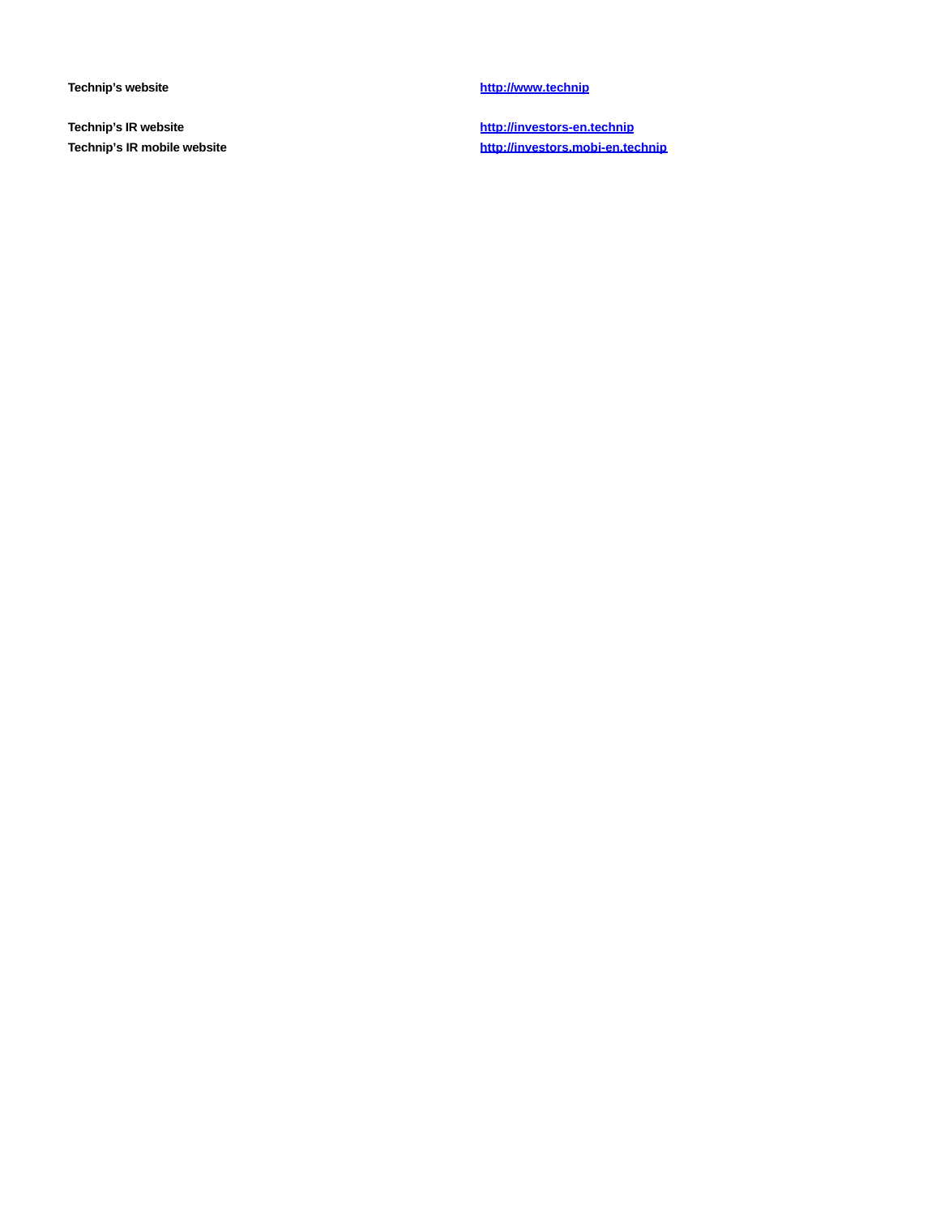| | |
|---|---|
| **Technip's website** | **http://www.technip** |
| **Technip's IR website** | **http://investors-en.technip** |
| **Technip's IR mobile website** | **http://investors.mobi-en.technip** |